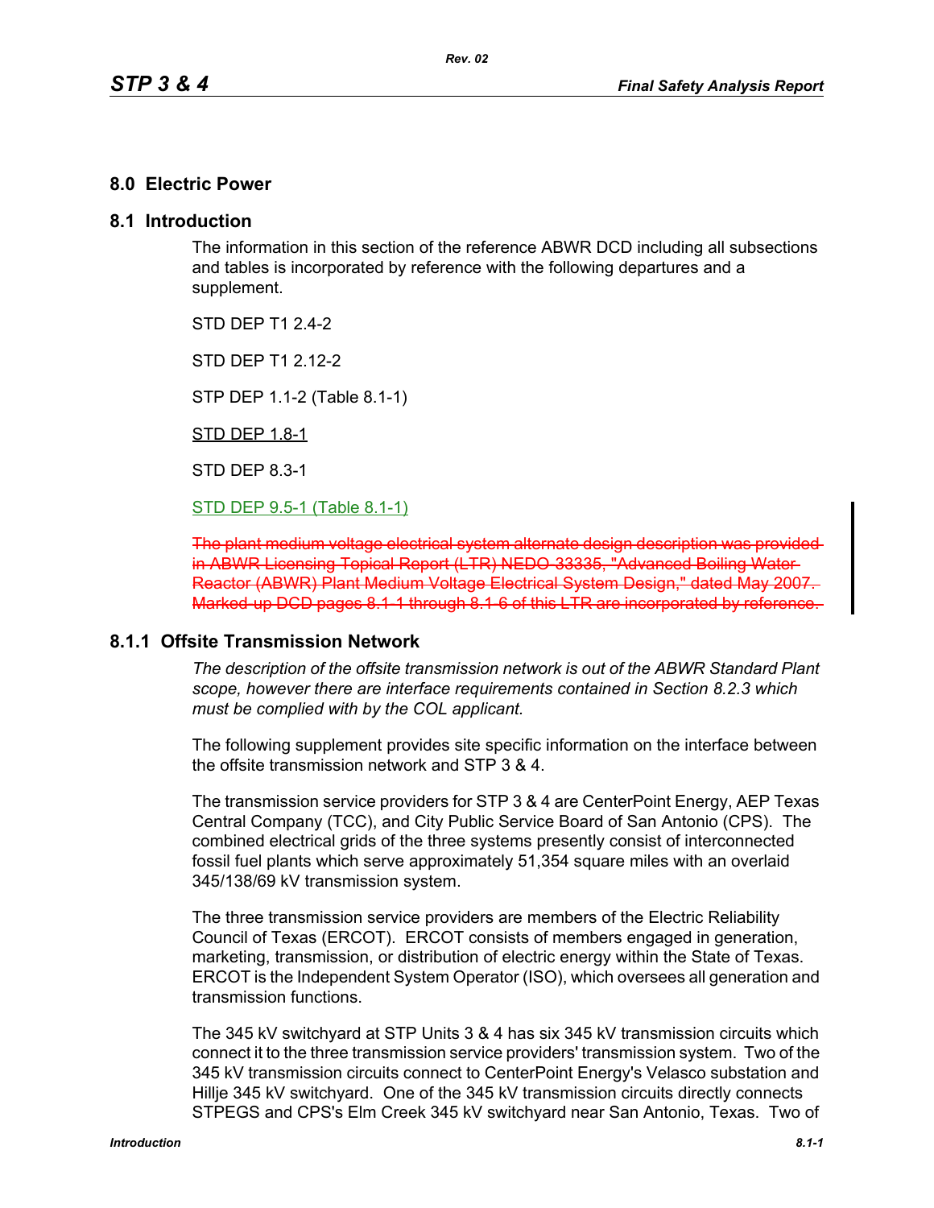# 8.0 Electric Power

## 8.1 Introduction

The information in this section of the reference ABWR DCD including all subsections and tables is incorporated by reference with the following departures and a supplement.

STD DEP T1 2.4-2

STD DEP T1 2.12-2

STP DEP 1.1-2 (Table 8.1-1)

STD DEP 1.8-1

STD DEP 8.3-1

STD DEP 9.5-1 (Table 8.1-1)

~~The plant medium voltage electrical system alternate design description was provided in ABWR Licensing Topical Report (LTR) NEDO-33335, "Advanced Boiling Water Reactor (ABWR) Plant Medium Voltage Electrical System Design," dated May 2007. Marked-up DCD pages 8.1-1 through 8.1-6 of this LTR are incorporated by reference.~~

### 8.1.1 Offsite Transmission Network

*The description of the offsite transmission network is out of the ABWR Standard Plant scope, however there are interface requirements contained in Section 8.2.3 which must be complied with by the COL applicant.*

The following supplement provides site specific information on the interface between the offsite transmission network and STP 3 & 4.

The transmission service providers for STP 3 & 4 are CenterPoint Energy, AEP Texas Central Company (TCC), and City Public Service Board of San Antonio (CPS). The combined electrical grids of the three systems presently consist of interconnected fossil fuel plants which serve approximately 51,354 square miles with an overlaid 345/138/69 kV transmission system.

The three transmission service providers are members of the Electric Reliability Council of Texas (ERCOT). ERCOT consists of members engaged in generation, marketing, transmission, or distribution of electric energy within the State of Texas. ERCOT is the Independent System Operator (ISO), which oversees all generation and transmission functions.

The 345 kV switchyard at STP Units 3 & 4 has six 345 kV transmission circuits which connect it to the three transmission service providers' transmission system. Two of the 345 kV transmission circuits connect to CenterPoint Energy's Velasco substation and Hillje 345 kV switchyard. One of the 345 kV transmission circuits directly connects STPEGS and CPS's Elm Creek 345 kV switchyard near San Antonio, Texas. Two of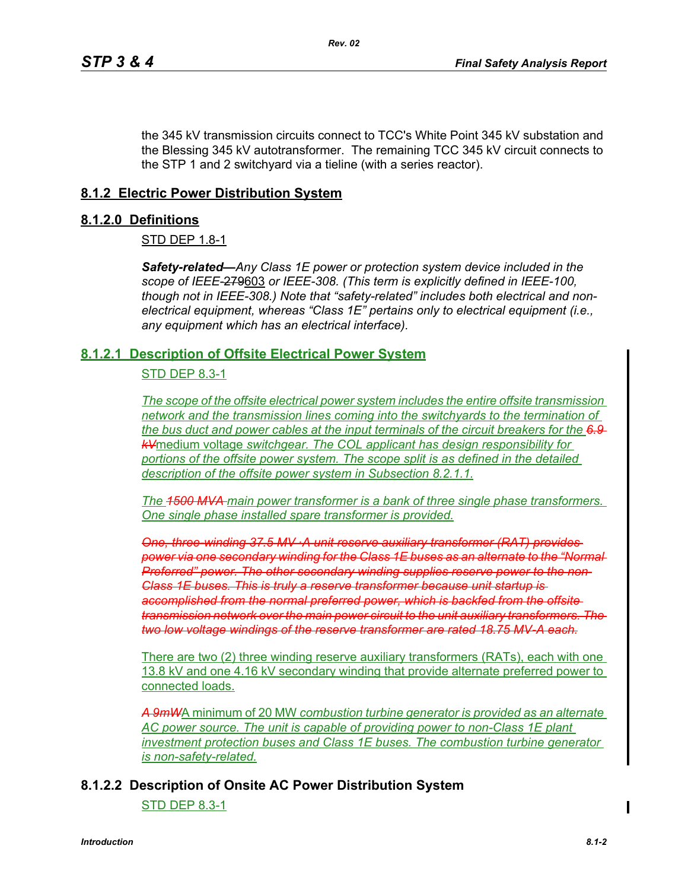the 345 kV transmission circuits connect to TCC's White Point 345 kV substation and the Blessing 345 kV autotransformer. The remaining TCC 345 kV circuit connects to the STP 1 and 2 switchyard via a tieline (with a series reactor).

## 8.1.2 Electric Power Distribution System

### 8.1.2.0 Definitions

STD DEP 1.8-1

***Safety-related*—***Any Class 1E power or protection system device included in the scope of IEEE-~~279~~603 or IEEE-308. (This term is explicitly defined in IEEE-100, though not in IEEE-308.) Note that "safety-related" includes both electrical and non-electrical equipment, whereas "Class 1E" pertains only to electrical equipment (i.e., any equipment which has an electrical interface).*

### 8.1.2.1 Description of Offsite Electrical Power System

STD DEP 8.3-1

*The scope of the offsite electrical power system includes the entire offsite transmission network and the transmission lines coming into the switchyards to the termination of the bus duct and power cables at the input terminals of the circuit breakers for the ~~6.9 kV~~*medium voltage *switchgear. The COL applicant has design responsibility for portions of the offsite power system. The scope split is as defined in the detailed description of the offsite power system in Subsection 8.2.1.1.*

*The ~~1500 MVA~~ main power transformer is a bank of three single phase transformers. One single phase installed spare transformer is provided.*

*~~One, three-winding 37.5 MV·A unit reserve auxiliary transformer (RAT) provides power via one secondary winding for the Class 1E buses as an alternate to the "Normal Preferred" power. The other secondary winding supplies reserve power to the non-Class 1E buses. This is truly a reserve transformer because unit startup is accomplished from the normal preferred power, which is backfed from the offsite transmission network over the main power circuit to the unit auxiliary transformers. The two low voltage windings of the reserve transformer are rated 18.75 MV-A each.~~*

There are two (2) three winding reserve auxiliary transformers (RATs), each with one 13.8 kV and one 4.16 kV secondary winding that provide alternate preferred power to connected loads.

*~~A 9mW~~*A minimum of 20 MW *combustion turbine generator is provided as an alternate AC power source. The unit is capable of providing power to non-Class 1E plant investment protection buses and Class 1E buses. The combustion turbine generator is non-safety-related.*

### 8.1.2.2 Description of Onsite AC Power Distribution System

STD DEP 8.3-1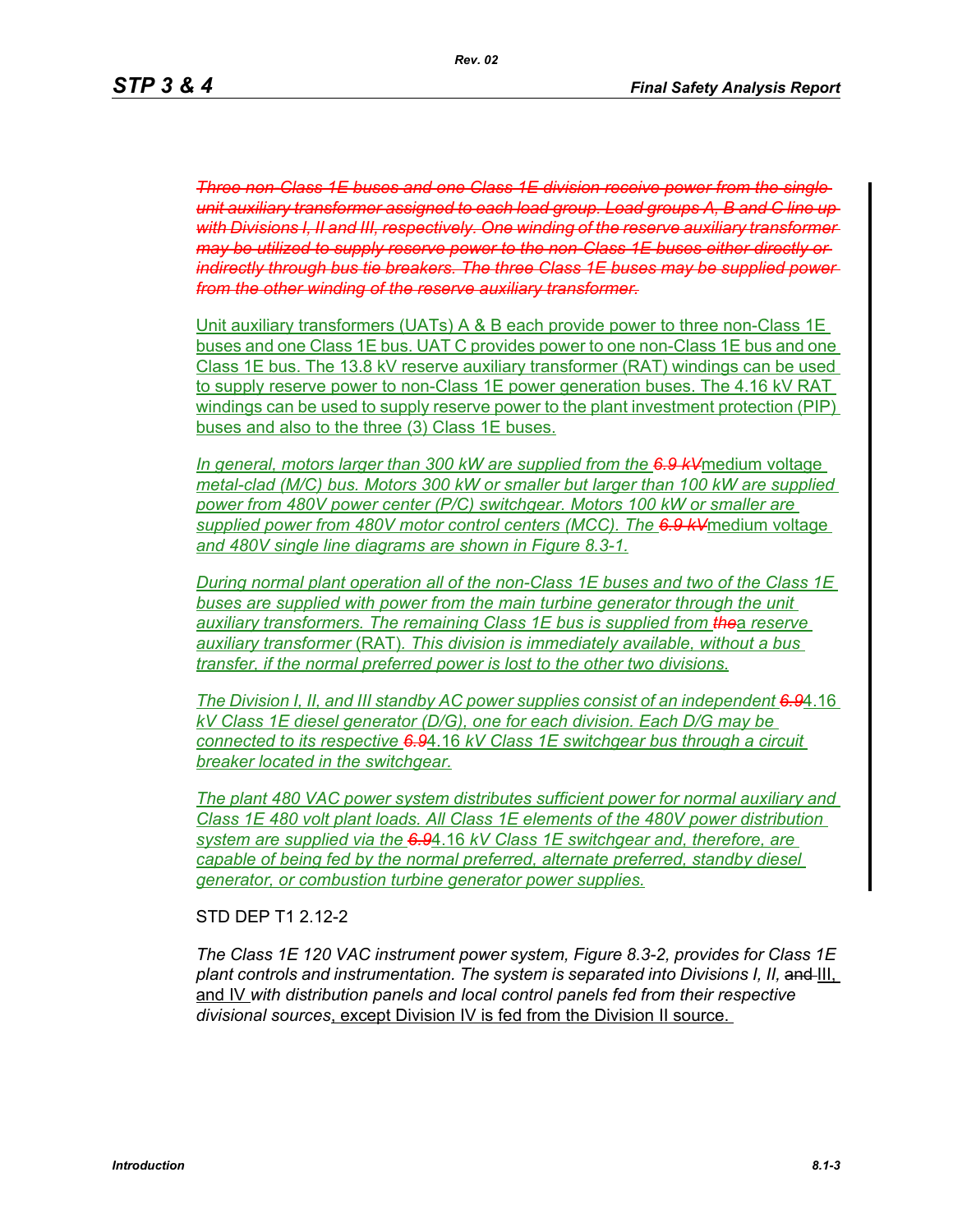~~*Three non-Class 1E buses and one Class 1E division receive power from the single unit auxiliary transformer assigned to each load group. Load groups A, B and C line up with Divisions I, II and III, respectively. One winding of the reserve auxiliary transformer may be utilized to supply reserve power to the non-Class 1E buses either directly or indirectly through bus tie breakers. The three Class 1E buses may be supplied power from the other winding of the reserve auxiliary transformer.*~~

Unit auxiliary transformers (UATs) A & B each provide power to three non-Class 1E buses and one Class 1E bus. UAT C provides power to one non-Class 1E bus and one Class 1E bus. The 13.8 kV reserve auxiliary transformer (RAT) windings can be used to supply reserve power to non-Class 1E power generation buses. The 4.16 kV RAT windings can be used to supply reserve power to the plant investment protection (PIP) buses and also to the three (3) Class 1E buses.

*In general, motors larger than 300 kW are supplied from the ~~6.9 kV~~*medium voltage *metal-clad (M/C) bus. Motors 300 kW or smaller but larger than 100 kW are supplied power from 480V power center (P/C) switchgear. Motors 100 kW or smaller are supplied power from 480V motor control centers (MCC). The ~~6.9 kV~~*medium voltage *and 480V single line diagrams are shown in Figure 8.3-1.*

*During normal plant operation all of the non-Class 1E buses and two of the Class 1E buses are supplied with power from the main turbine generator through the unit auxiliary transformers. The remaining Class 1E bus is supplied from ~~the~~*a reserve *auxiliary transformer* (RAT). *This division is immediately available, without a bus transfer, if the normal preferred power is lost to the other two divisions.*

*The Division I, II, and III standby AC power supplies consist of an independent ~~6.9~~*4.16 *kV Class 1E diesel generator (D/G), one for each division. Each D/G may be connected to its respective ~~6.9~~*4.16 *kV Class 1E switchgear bus through a circuit breaker located in the switchgear.*

*The plant 480 VAC power system distributes sufficient power for normal auxiliary and Class 1E 480 volt plant loads. All Class 1E elements of the 480V power distribution system are supplied via the ~~6.9~~*4.16 *kV Class 1E switchgear and, therefore, are capable of being fed by the normal preferred, alternate preferred, standby diesel generator, or combustion turbine generator power supplies.*

STD DEP T1 2.12-2

*The Class 1E 120 VAC instrument power system, Figure 8.3-2, provides for Class 1E plant controls and instrumentation. The system is separated into Divisions I, II,* ~~and~~ III, and IV *with distribution panels and local control panels fed from their respective divisional sources*, except Division IV is fed from the Division II source.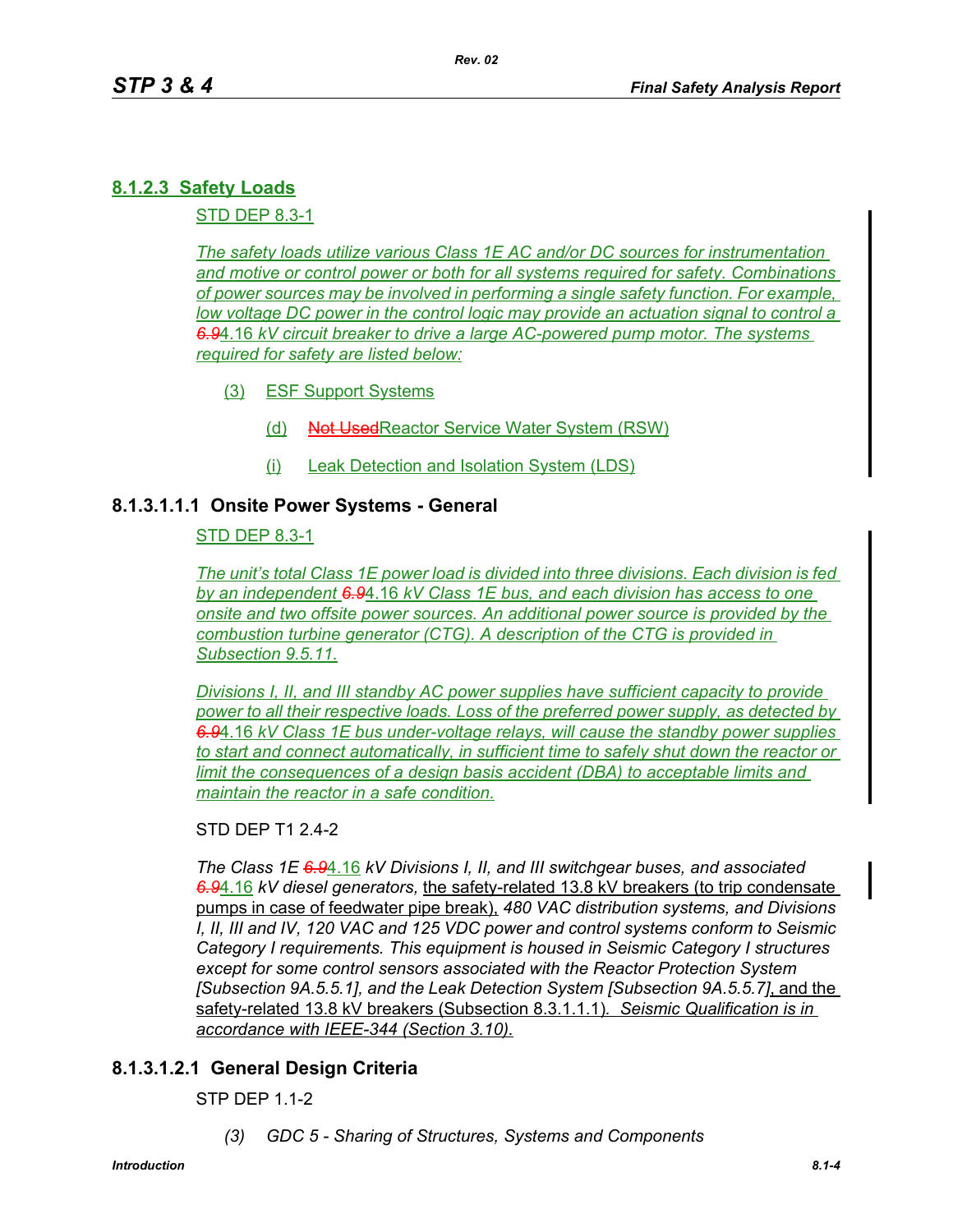## 8.1.2.3 Safety Loads

STD DEP 8.3-1

*The safety loads utilize various Class 1E AC and/or DC sources for instrumentation and motive or control power or both for all systems required for safety. Combinations of power sources may be involved in performing a single safety function. For example, low voltage DC power in the control logic may provide an actuation signal to control a ~~6.9~~4.16 kV circuit breaker to drive a large AC-powered pump motor. The systems required for safety are listed below:*

(3) ESF Support Systems

(d) ~~Not Used~~Reactor Service Water System (RSW)

(i) Leak Detection and Isolation System (LDS)

### 8.1.3.1.1.1 Onsite Power Systems - General

STD DEP 8.3-1

*The unit's total Class 1E power load is divided into three divisions. Each division is fed by an independent ~~6.9~~4.16 kV Class 1E bus, and each division has access to one onsite and two offsite power sources. An additional power source is provided by the combustion turbine generator (CTG). A description of the CTG is provided in Subsection 9.5.11.*

*Divisions I, II, and III standby AC power supplies have sufficient capacity to provide power to all their respective loads. Loss of the preferred power supply, as detected by ~~6.9~~4.16 kV Class 1E bus under-voltage relays, will cause the standby power supplies to start and connect automatically, in sufficient time to safely shut down the reactor or limit the consequences of a design basis accident (DBA) to acceptable limits and maintain the reactor in a safe condition.*

STD DEP T1 2.4-2

*The Class 1E ~~6.9~~4.16 kV Divisions I, II, and III switchgear buses, and associated ~~6.9~~4.16 kV diesel generators,* the safety-related 13.8 kV breakers (to trip condensate pumps in case of feedwater pipe break), *480 VAC distribution systems, and Divisions I, II, III and IV, 120 VAC and 125 VDC power and control systems conform to Seismic Category I requirements. This equipment is housed in Seismic Category I structures except for some control sensors associated with the Reactor Protection System [Subsection 9A.5.5.1], and the Leak Detection System [Subsection 9A.5.5.7]*, and the safety-related 13.8 kV breakers (Subsection 8.3.1.1.1). *Seismic Qualification is in accordance with IEEE-344 (Section 3.10).*

### 8.1.3.1.2.1 General Design Criteria

STP DEP 1.1-2

*(3) GDC 5 - Sharing of Structures, Systems and Components*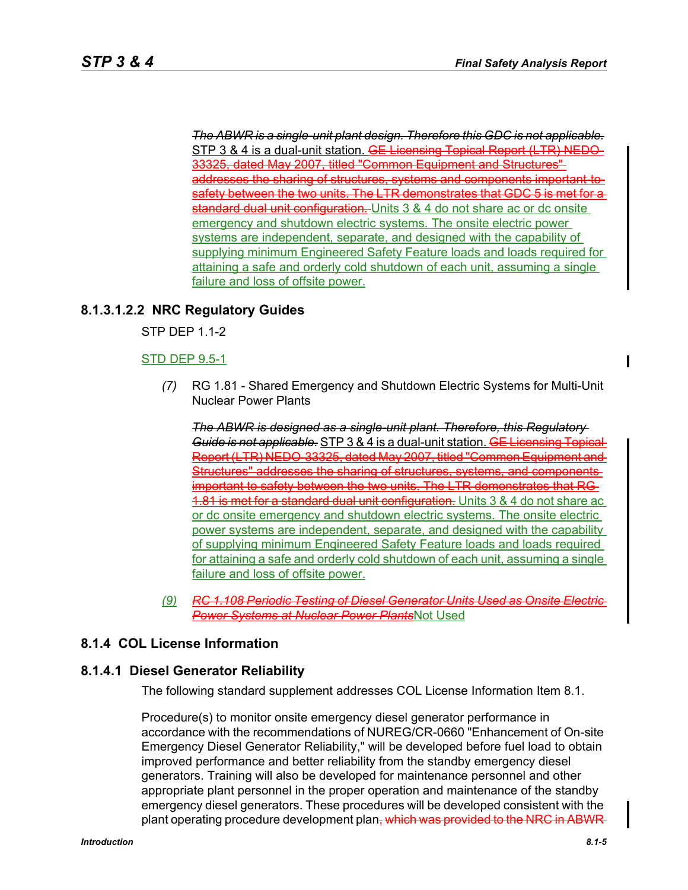~~*The ABWR is a single-unit plant design. Therefore this GDC is not applicable.*~~ STP 3 & 4 is a dual-unit station. ~~GE Licensing Topical Report (LTR) NEDO-33325, dated May 2007, titled "Common Equipment and Structures" addresses the sharing of structures, systems and components important to safety between the two units. The LTR demonstrates that GDC 5 is met for a standard dual unit configuration.~~ Units 3 & 4 do not share ac or dc onsite emergency and shutdown electric systems. The onsite electric power systems are independent, separate, and designed with the capability of supplying minimum Engineered Safety Feature loads and loads required for attaining a safe and orderly cold shutdown of each unit, assuming a single failure and loss of offsite power.

### 8.1.3.1.2.2 NRC Regulatory Guides

STP DEP 1.1-2

STD DEP 9.5-1

*(7)* RG 1.81 - Shared Emergency and Shutdown Electric Systems for Multi-Unit Nuclear Power Plants

~~*The ABWR is designed as a single-unit plant. Therefore, this Regulatory Guide is not applicable.*~~ STP 3 & 4 is a dual-unit station. ~~GE Licensing Topical Report (LTR) NEDO-33325, dated May 2007, titled "Common Equipment and Structures" addresses the sharing of structures, systems, and components important to safety between the two units. The LTR demonstrates that RG 1.81 is met for a standard dual unit configuration.~~ Units 3 & 4 do not share ac or dc onsite emergency and shutdown electric systems. The onsite electric power systems are independent, separate, and designed with the capability of supplying minimum Engineered Safety Feature loads and loads required for attaining a safe and orderly cold shutdown of each unit, assuming a single failure and loss of offsite power.

*(9)* ~~*RC 1.108 Periodic Testing of Diesel Generator Units Used as Onsite Electric Power Systems at Nuclear Power Plants*~~Not Used

## 8.1.4 COL License Information

### 8.1.4.1 Diesel Generator Reliability

The following standard supplement addresses COL License Information Item 8.1.

Procedure(s) to monitor onsite emergency diesel generator performance in accordance with the recommendations of NUREG/CR-0660 "Enhancement of On-site Emergency Diesel Generator Reliability," will be developed before fuel load to obtain improved performance and better reliability from the standby emergency diesel generators. Training will also be developed for maintenance personnel and other appropriate plant personnel in the proper operation and maintenance of the standby emergency diesel generators. These procedures will be developed consistent with the plant operating procedure development plan~~, which was provided to the NRC in ABWR~~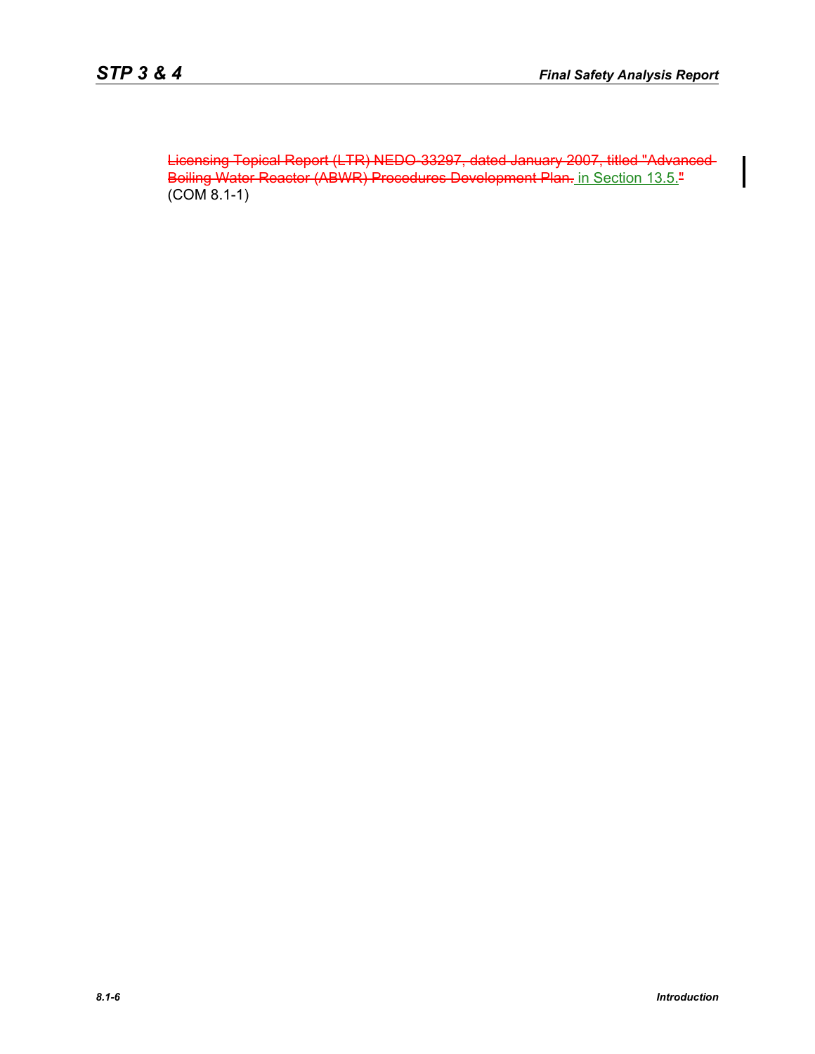~~Licensing Topical Report (LTR) NEDO-33297, dated January 2007, titled "Advanced Boiling Water Reactor (ABWR) Procedures Development Plan.~~ in Section 13.5.~~"~~ (COM 8.1-1)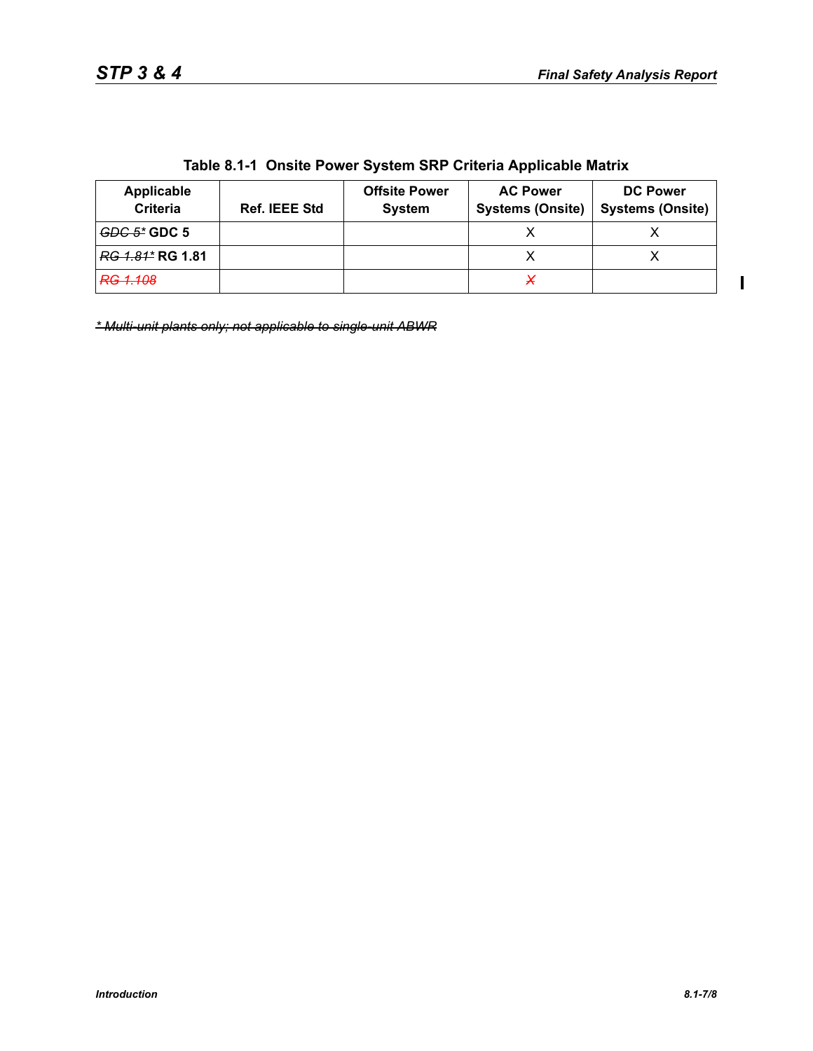**Table 8.1-1 Onsite Power System SRP Criteria Applicable Matrix**

| Applicable Criteria | Ref. IEEE Std | Offsite Power System | AC Power Systems (Onsite) | DC Power Systems (Onsite) |
|---|---|---|---|---|
| ~~*GDC 5**~~ **GDC 5** | | | X | X |
| ~~*RG 1.81**~~ **RG 1.81** | | | X | X |
| ~~*RG 1.108*~~ | | | ~~*X*~~ | |

~~** Multi-unit plants only; not applicable to single-unit ABWR*~~